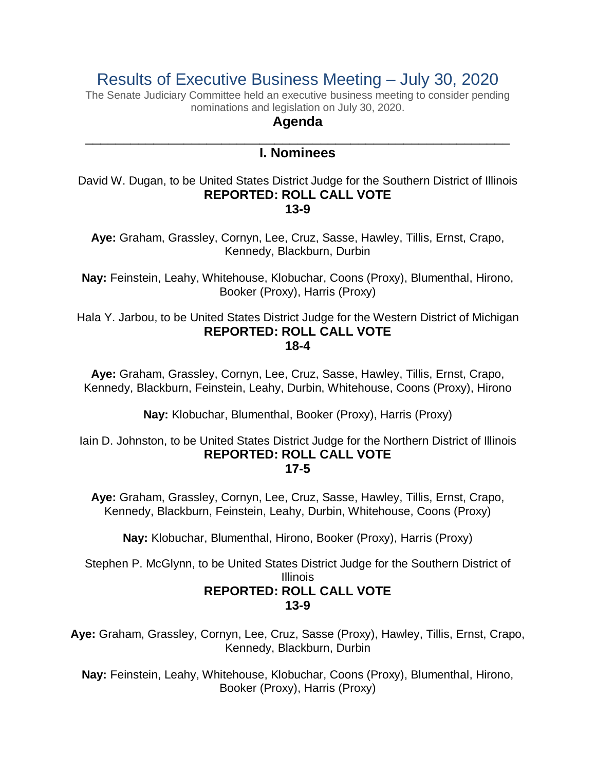# Results of Executive Business Meeting – July 30, 2020

The Senate Judiciary Committee held an executive business meeting to consider pending nominations and legislation on July 30, 2020.

## Agenda

---

## I. Nominees

David W. Dugan, to be United States District Judge for the Southern District of Illinois

**REPORTED: ROLL CALL VOTE**
**13-9**

**Aye:** Graham, Grassley, Cornyn, Lee, Cruz, Sasse, Hawley, Tillis, Ernst, Crapo, Kennedy, Blackburn, Durbin

**Nay:** Feinstein, Leahy, Whitehouse, Klobuchar, Coons (Proxy), Blumenthal, Hirono, Booker (Proxy), Harris (Proxy)

Hala Y. Jarbou, to be United States District Judge for the Western District of Michigan

**REPORTED: ROLL CALL VOTE**
**18-4**

**Aye:** Graham, Grassley, Cornyn, Lee, Cruz, Sasse, Hawley, Tillis, Ernst, Crapo, Kennedy, Blackburn, Feinstein, Leahy, Durbin, Whitehouse, Coons (Proxy), Hirono

**Nay:** Klobuchar, Blumenthal, Booker (Proxy), Harris (Proxy)

Iain D. Johnston, to be United States District Judge for the Northern District of Illinois

**REPORTED: ROLL CALL VOTE**
**17-5**

**Aye:** Graham, Grassley, Cornyn, Lee, Cruz, Sasse, Hawley, Tillis, Ernst, Crapo, Kennedy, Blackburn, Feinstein, Leahy, Durbin, Whitehouse, Coons (Proxy)

**Nay:** Klobuchar, Blumenthal, Hirono, Booker (Proxy), Harris (Proxy)

Stephen P. McGlynn, to be United States District Judge for the Southern District of Illinois

**REPORTED: ROLL CALL VOTE**
**13-9**

**Aye:** Graham, Grassley, Cornyn, Lee, Cruz, Sasse (Proxy), Hawley, Tillis, Ernst, Crapo, Kennedy, Blackburn, Durbin

**Nay:** Feinstein, Leahy, Whitehouse, Klobuchar, Coons (Proxy), Blumenthal, Hirono, Booker (Proxy), Harris (Proxy)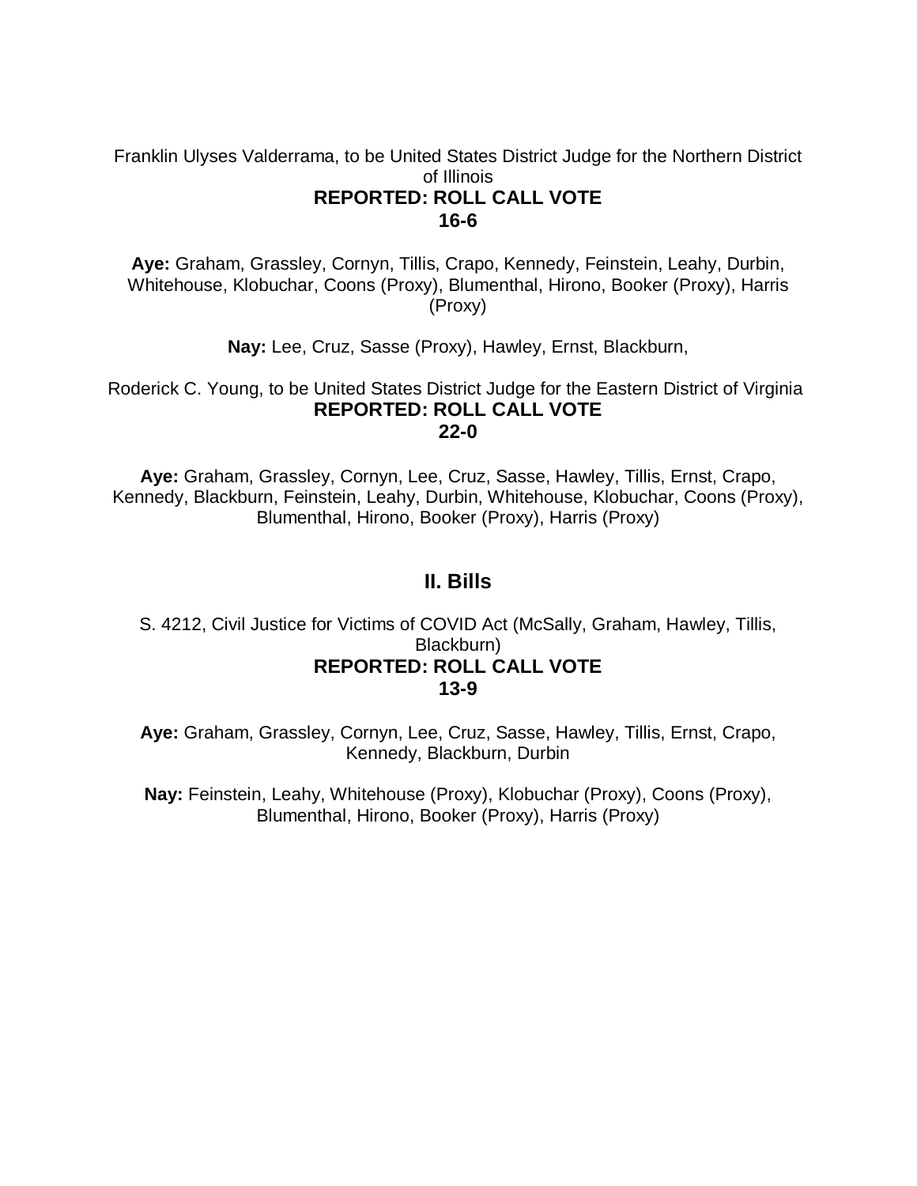Franklin Ulyses Valderrama, to be United States District Judge for the Northern District of Illinois
**REPORTED: ROLL CALL VOTE**
**16-6**

**Aye:** Graham, Grassley, Cornyn, Tillis, Crapo, Kennedy, Feinstein, Leahy, Durbin, Whitehouse, Klobuchar, Coons (Proxy), Blumenthal, Hirono, Booker (Proxy), Harris (Proxy)

**Nay:** Lee, Cruz, Sasse (Proxy), Hawley, Ernst, Blackburn,

Roderick C. Young, to be United States District Judge for the Eastern District of Virginia
**REPORTED: ROLL CALL VOTE**
**22-0**

**Aye:** Graham, Grassley, Cornyn, Lee, Cruz, Sasse, Hawley, Tillis, Ernst, Crapo, Kennedy, Blackburn, Feinstein, Leahy, Durbin, Whitehouse, Klobuchar, Coons (Proxy), Blumenthal, Hirono, Booker (Proxy), Harris (Proxy)

## II. Bills

S. 4212, Civil Justice for Victims of COVID Act (McSally, Graham, Hawley, Tillis, Blackburn)
**REPORTED: ROLL CALL VOTE**
**13-9**

**Aye:** Graham, Grassley, Cornyn, Lee, Cruz, Sasse, Hawley, Tillis, Ernst, Crapo, Kennedy, Blackburn, Durbin

**Nay:** Feinstein, Leahy, Whitehouse (Proxy), Klobuchar (Proxy), Coons (Proxy), Blumenthal, Hirono, Booker (Proxy), Harris (Proxy)